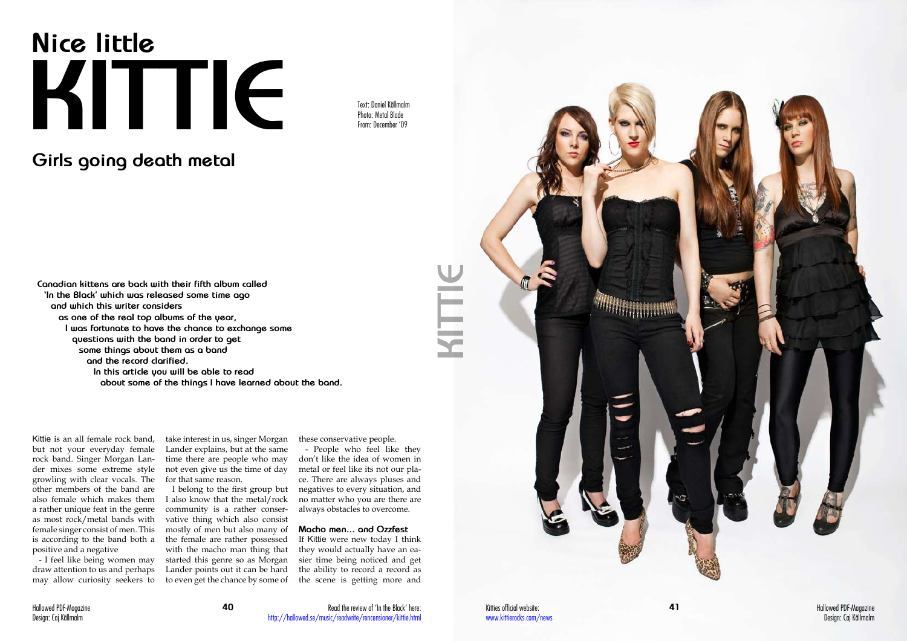# Nice little KITTIE

Text: Daniel Källmalm
Photo: Metal Blade
From: December '09

## Girls going death metal

**Canadian kittens are back with their fifth album called 'In the Black' which was released some time ago and which this writer considers as one of the real top albums of the year, I was fortunate to have the chance to exchange some questions with the band in order to get some things about them as a band and the record clarified. In this article you will be able to read about some of the things I have learned about the band.**

Kittie is an all female rock band, but not your everyday female rock band. Singer Morgan Lander mixes some extreme style growling with clear vocals. The other members of the band are also female which makes them a rather unique feat in the genre as most rock/metal bands with female singer consist of men. This is according to the band both a positive and a negative

- I feel like being women may draw attention to us and perhaps may allow curiosity seekers to take interest in us, singer Morgan Lander explains, but at the same time there are people who may not even give us the time of day for that same reason.

I belong to the first group but I also know that the metal/rock community is a rather conservative thing which also consist mostly of men but also many of the female are rather possessed with the macho man thing that started this genre so as Morgan Lander points out it can be hard to even get the chance by some of these conservative people.

- People who feel like they don't like the idea of women in metal or feel like its not our place. There are always pluses and negatives to every situation, and no matter who you are there are always obstacles to overcome.

### Macho men... and Ozzfest

If Kittie were new today I think they would actually have an easier time being noticed and get the ability to record a record as the scene is getting more and

Read the review of 'In the Black' here:
http://hallowed.se/music/readwrite/rencensioner/kittie.html

Kitties official website:
www.kittierocks.com/news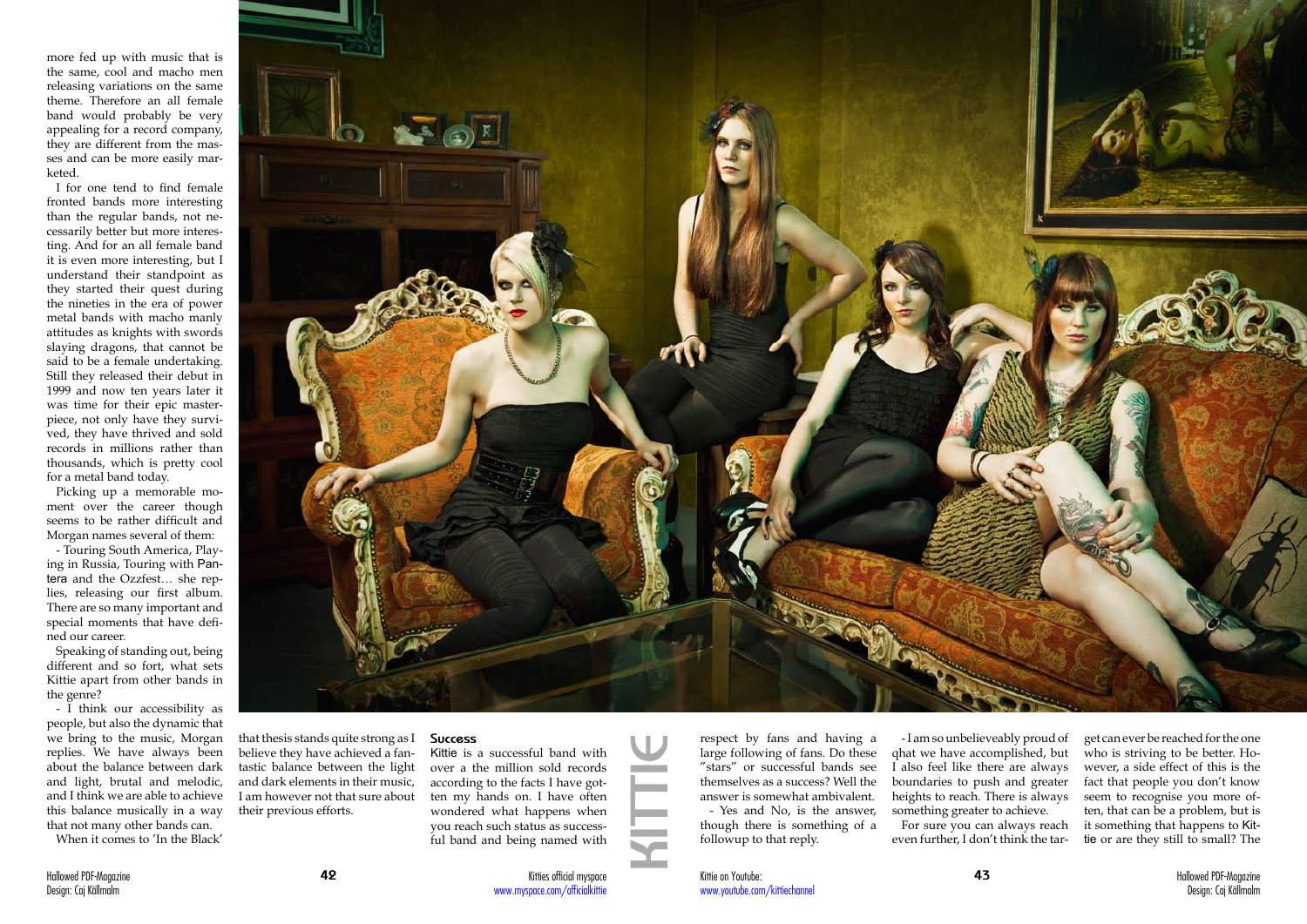more fed up with music that is the same, cool and macho men releasing variations on the same theme. Therefore an all female band would probably be very appealing for a record company, they are different from the masses and can be more easily marketed.

I for one tend to find female fronted bands more interesting than the regular bands, not necessarily better but more interesting. And for an all female band it is even more interesting, but I understand their standpoint as they started their quest during the nineties in the era of power metal bands with macho manly attitudes as knights with swords slaying dragons, that cannot be said to be a female undertaking. Still they released their debut in 1999 and now ten years later it was time for their epic masterpiece, not only have they survived, they have thrived and sold records in millions rather than thousands, which is pretty cool for a metal band today.

Picking up a memorable moment over the career though seems to be rather difficult and Morgan names several of them:

- Touring South America, Playing in Russia, Touring with Pantera and the Ozzfest… she replies, releasing our first album. There are so many important and special moments that have defined our career.

Speaking of standing out, being different and so fort, what sets Kittie apart from other bands in the genre?

- I think our accessibility as people, but also the dynamic that we bring to the music, Morgan replies. We have always been about the balance between dark and light, brutal and melodic, and I think we are able to achieve this balance musically in a way that not many other bands can.

When it comes to 'In the Black' that thesis stands quite strong as I believe they have achieved a fantastic balance between the light and dark elements in their music, I am however not that sure about their previous efforts.

**Success**

Kittie is a successful band with over a the million sold records according to the facts I have gotten my hands on. I have often wondered what happens when you reach such status as successful band and being named with respect by fans and having a large following of fans. Do these "stars" or successful bands see themselves as a success? Well the answer is somewhat ambivalent.

- Yes and No, is the answer, though there is something of a followup to that reply.

- I am so unbelieveably proud of qhat we have accomplished, but I also feel like there are always boundaries to push and greater heights to reach. There is always something greater to achieve.

For sure you can always reach even further, I don't think the target can ever be reached for the one who is striving to be better. However, a side effect of this is the fact that people you don't know seem to recognise you more often, that can be a problem, but is it something that happens to Kittie or are they still to small? The

KITTIE

Kitties official myspace
www.myspace.com/officialkittie

Kittie on Youtube:
www.youtube.com/kittiechannel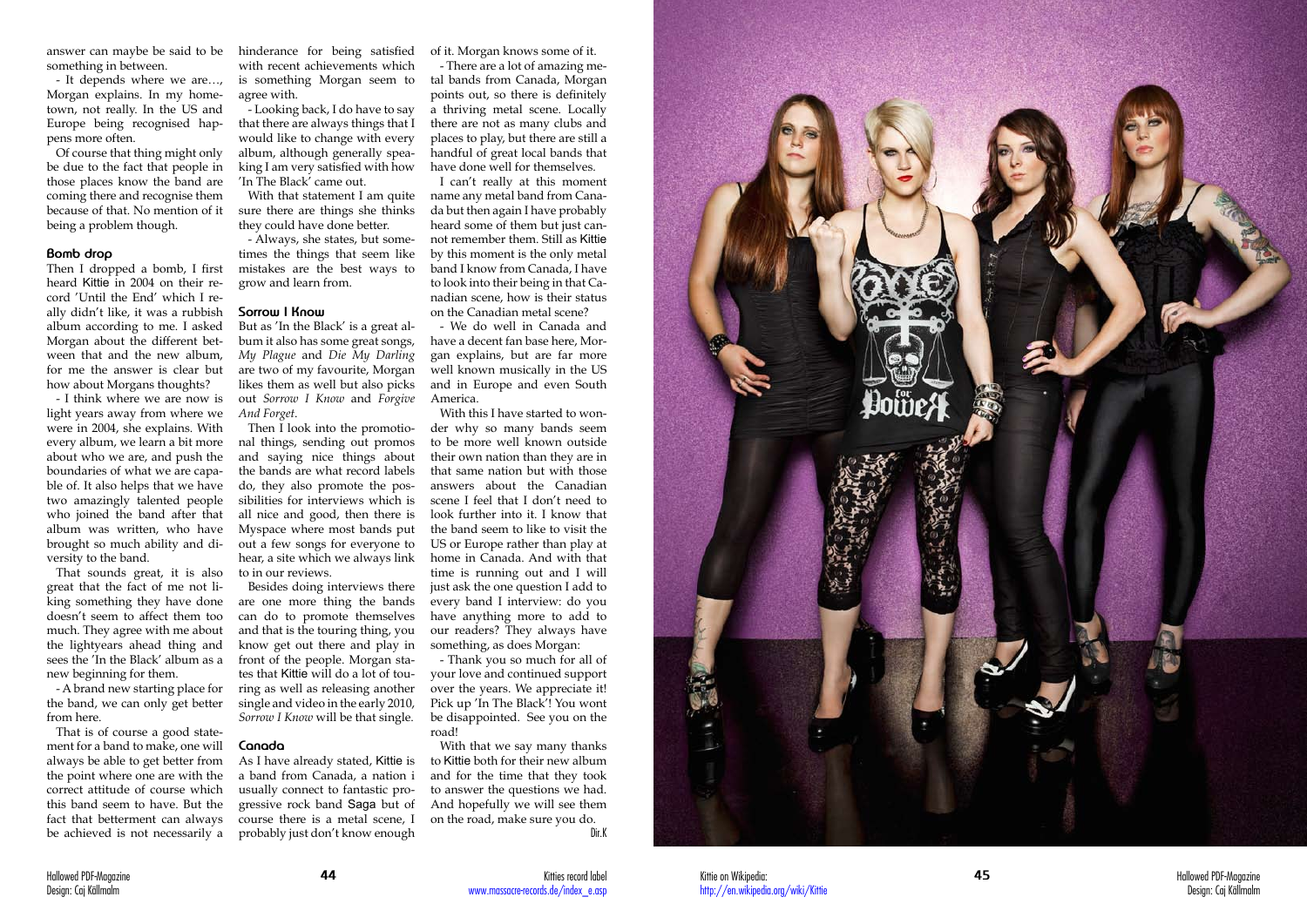answer can maybe be said to be something in between.

- It depends where we are…, Morgan explains. In my hometown, not really. In the US and Europe being recognised happens more often.

Of course that thing might only be due to the fact that people in those places know the band are coming there and recognise them because of that. No mention of it being a problem though.

### Bomb drop

Then I dropped a bomb, I first heard Kittie in 2004 on their record 'Until the End' which I really didn't like, it was a rubbish album according to me. I asked Morgan about the different between that and the new album, for me the answer is clear but how about Morgans thoughts?

- I think where we are now is light years away from where we were in 2004, she explains. With every album, we learn a bit more about who we are, and push the boundaries of what we are capable of. It also helps that we have two amazingly talented people who joined the band after that album was written, who have brought so much ability and diversity to the band.

That sounds great, it is also great that the fact of me not liking something they have done doesn't seem to affect them too much. They agree with me about the lightyears ahead thing and sees the 'In the Black' album as a new beginning for them.

- A brand new starting place for the band, we can only get better from here.

That is of course a good statement for a band to make, one will always be able to get better from the point where one are with the correct attitude of course which this band seem to have. But the fact that betterment can always be achieved is not necessarily a hinderance for being satisfied with recent achievements which is something Morgan seem to agree with.

- Looking back, I do have to say that there are always things that I would like to change with every album, although generally speaking I am very satisfied with how 'In The Black' came out.

With that statement I am quite sure there are things she thinks they could have done better.

- Always, she states, but sometimes the things that seem like mistakes are the best ways to grow and learn from.

### Sorrow I Know

But as 'In the Black' is a great album it also has some great songs, *My Plague* and *Die My Darling* are two of my favourite, Morgan likes them as well but also picks out *Sorrow I Know* and *Forgive And Forget*.

Then I look into the promotional things, sending out promos and saying nice things about the bands are what record labels do, they also promote the possibilities for interviews which is all nice and good, then there is Myspace where most bands put out a few songs for everyone to hear, a site which we always link to in our reviews.

Besides doing interviews there are one more thing the bands can do to promote themselves and that is the touring thing, you know get out there and play in front of the people. Morgan states that Kittie will do a lot of touring as well as releasing another single and video in the early 2010, *Sorrow I Know* will be that single.

### Canada

As I have already stated, Kittie is a band from Canada, a nation i usually connect to fantastic progressive rock band Saga but of course there is a metal scene, I probably just don't know enough of it. Morgan knows some of it.

- There are a lot of amazing metal bands from Canada, Morgan points out, so there is definitely a thriving metal scene. Locally there are not as many clubs and places to play, but there are still a handful of great local bands that have done well for themselves.

I can't really at this moment name any metal band from Canada but then again I have probably heard some of them but just cannot remember them. Still as Kittie by this moment is the only metal band I know from Canada, I have to look into their being in that Canadian scene, how is their status on the Canadian metal scene?

- We do well in Canada and have a decent fan base here, Morgan explains, but are far more well known musically in the US and in Europe and even South America.

With this I have started to wonder why so many bands seem to be more well known outside their own nation than they are in that same nation but with those answers about the Canadian scene I feel that I don't need to look further into it. I know that the band seem to like to visit the US or Europe rather than play at home in Canada. And with that time is running out and I will just ask the one question I add to every band I interview: do you have anything more to add to our readers? They always have something, as does Morgan:

- Thank you so much for all of your love and continued support over the years. We appreciate it! Pick up 'In The Black'! You wont be disappointed. See you on the road!

With that we say many thanks to Kittie both for their new album and for the time that they took to answer the questions we had. And hopefully we will see them on the road, make sure you do.

Dir.K

Kitties record label
www.massacre-records.de/index_e.asp

Kittie on Wikipedia:
http://en.wikipedia.org/wiki/Kittie